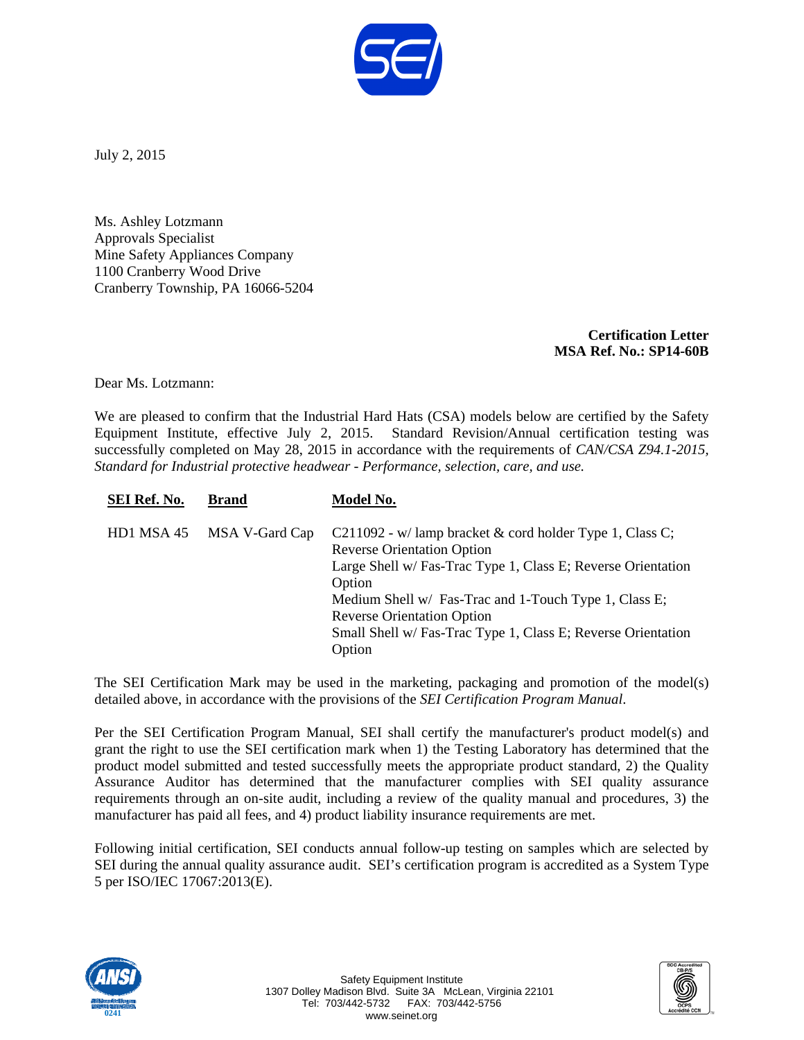July 2, 2015

Ms. Ashley Lotzmann
Approvals Specialist
Mine Safety Appliances Company
1100 Cranberry Wood Drive
Cranberry Township, PA 16066-5204

**Certification Letter**
**MSA Ref. No.: SP14-60B**

Dear Ms. Lotzmann:

We are pleased to confirm that the Industrial Hard Hats (CSA) models below are certified by the Safety Equipment Institute, effective July 2, 2015. Standard Revision/Annual certification testing was successfully completed on May 28, 2015 in accordance with the requirements of *CAN/CSA Z94.1-2015, Standard for Industrial protective headwear - Performance, selection, care, and use.*

| SEI Ref. No. | Brand | Model No. |
|---|---|---|
| HD1 MSA 45 | MSA V-Gard Cap | C211092 - w/ lamp bracket & cord holder Type 1, Class C; Reverse Orientation Option<br>Large Shell w/ Fas-Trac Type 1, Class E; Reverse Orientation Option<br>Medium Shell w/ Fas-Trac and 1-Touch Type 1, Class E; Reverse Orientation Option<br>Small Shell w/ Fas-Trac Type 1, Class E; Reverse Orientation Option |

The SEI Certification Mark may be used in the marketing, packaging and promotion of the model(s) detailed above, in accordance with the provisions of the *SEI Certification Program Manual*.

Per the SEI Certification Program Manual, SEI shall certify the manufacturer's product model(s) and grant the right to use the SEI certification mark when 1) the Testing Laboratory has determined that the product model submitted and tested successfully meets the appropriate product standard, 2) the Quality Assurance Auditor has determined that the manufacturer complies with SEI quality assurance requirements through an on-site audit, including a review of the quality manual and procedures, 3) the manufacturer has paid all fees, and 4) product liability insurance requirements are met.

Following initial certification, SEI conducts annual follow-up testing on samples which are selected by SEI during the annual quality assurance audit. SEI's certification program is accredited as a System Type 5 per ISO/IEC 17067:2013(E).

Safety Equipment Institute
1307 Dolley Madison Blvd. Suite 3A McLean, Virginia 22101
Tel: 703/442-5732 FAX: 703/442-5756
www.seinet.org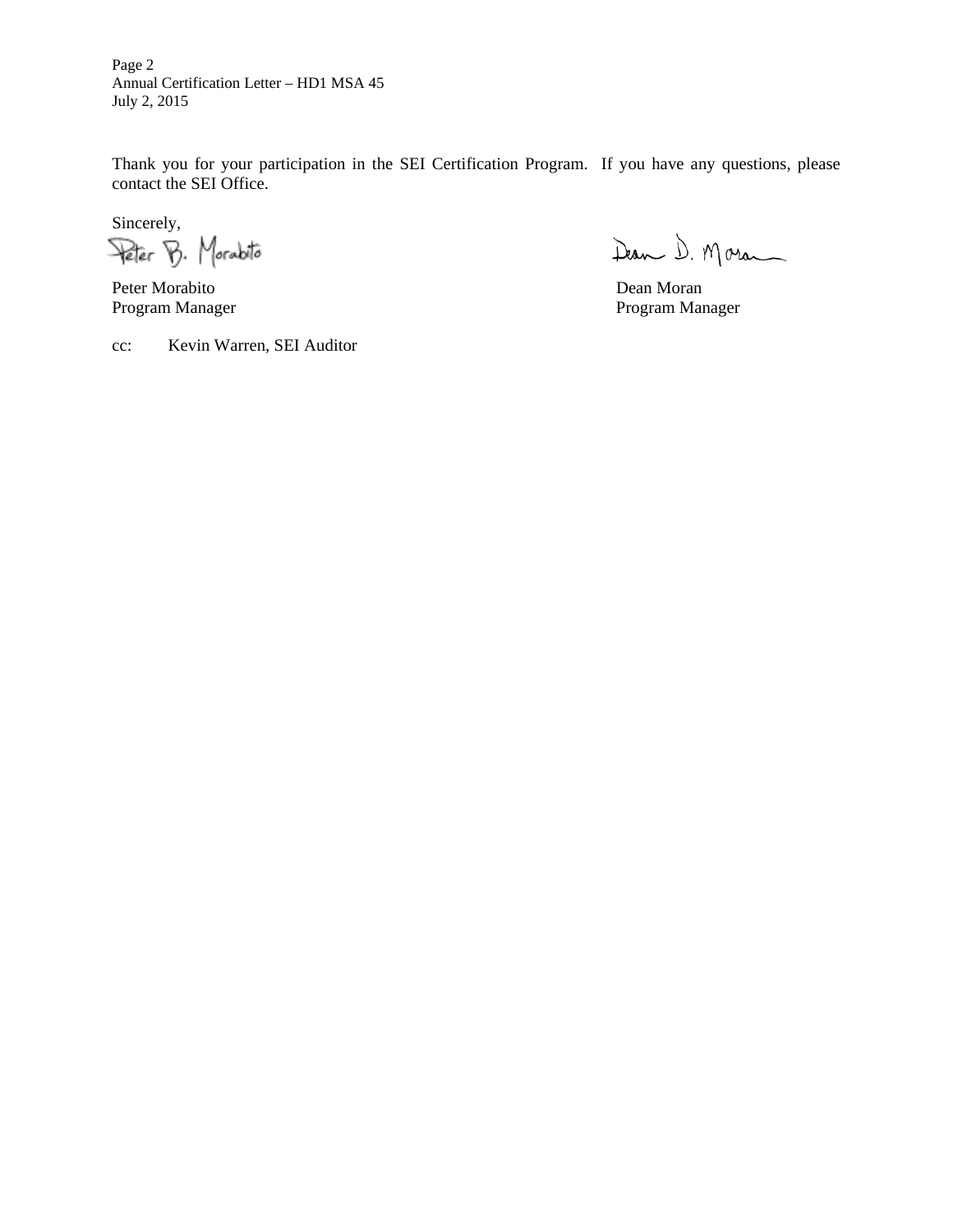Thank you for your participation in the SEI Certification Program. If you have any questions, please contact the SEI Office.

Sincerely,

Peter Morabito
Program Manager

Dean Moran
Program Manager

cc: Kevin Warren, SEI Auditor